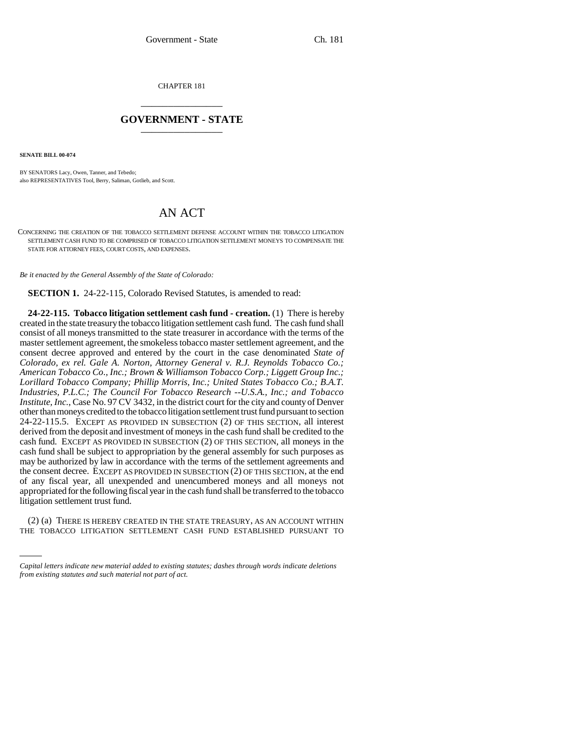CHAPTER 181

# GOVERNMENT - STATE

**SENATE BILL 00-074**

BY SENATORS Lacy, Owen, Tanner, and Tebedo;
also REPRESENTATIVES Tool, Berry, Saliman, Gotlieb, and Scott.

# AN ACT

CONCERNING THE CREATION OF THE TOBACCO SETTLEMENT DEFENSE ACCOUNT WITHIN THE TOBACCO LITIGATION SETTLEMENT CASH FUND TO BE COMPRISED OF TOBACCO LITIGATION SETTLEMENT MONEYS TO COMPENSATE THE STATE FOR ATTORNEY FEES, COURT COSTS, AND EXPENSES.

*Be it enacted by the General Assembly of the State of Colorado:*

**SECTION 1.** 24-22-115, Colorado Revised Statutes, is amended to read:

**24-22-115. Tobacco litigation settlement cash fund - creation.** (1) There is hereby created in the state treasury the tobacco litigation settlement cash fund. The cash fund shall consist of all moneys transmitted to the state treasurer in accordance with the terms of the master settlement agreement, the smokeless tobacco master settlement agreement, and the consent decree approved and entered by the court in the case denominated *State of Colorado, ex rel. Gale A. Norton, Attorney General v. R.J. Reynolds Tobacco Co.; American Tobacco Co., Inc.; Brown & Williamson Tobacco Corp.; Liggett Group Inc.; Lorillard Tobacco Company; Phillip Morris, Inc.; United States Tobacco Co.; B.A.T. Industries, P.L.C.; The Council For Tobacco Research --U.S.A., Inc.; and Tobacco Institute, Inc.*, Case No. 97 CV 3432, in the district court for the city and county of Denver other than moneys credited to the tobacco litigation settlement trust fund pursuant to section 24-22-115.5. EXCEPT AS PROVIDED IN SUBSECTION (2) OF THIS SECTION, all interest derived from the deposit and investment of moneys in the cash fund shall be credited to the cash fund. EXCEPT AS PROVIDED IN SUBSECTION (2) OF THIS SECTION, all moneys in the cash fund shall be subject to appropriation by the general assembly for such purposes as may be authorized by law in accordance with the terms of the settlement agreements and the consent decree. EXCEPT AS PROVIDED IN SUBSECTION (2) OF THIS SECTION, at the end of any fiscal year, all unexpended and unencumbered moneys and all moneys not appropriated for the following fiscal year in the cash fund shall be transferred to the tobacco litigation settlement trust fund.

(2) (a) THERE IS HEREBY CREATED IN THE STATE TREASURY, AS AN ACCOUNT WITHIN THE TOBACCO LITIGATION SETTLEMENT CASH FUND ESTABLISHED PURSUANT TO

*Capital letters indicate new material added to existing statutes; dashes through words indicate deletions from existing statutes and such material not part of act.*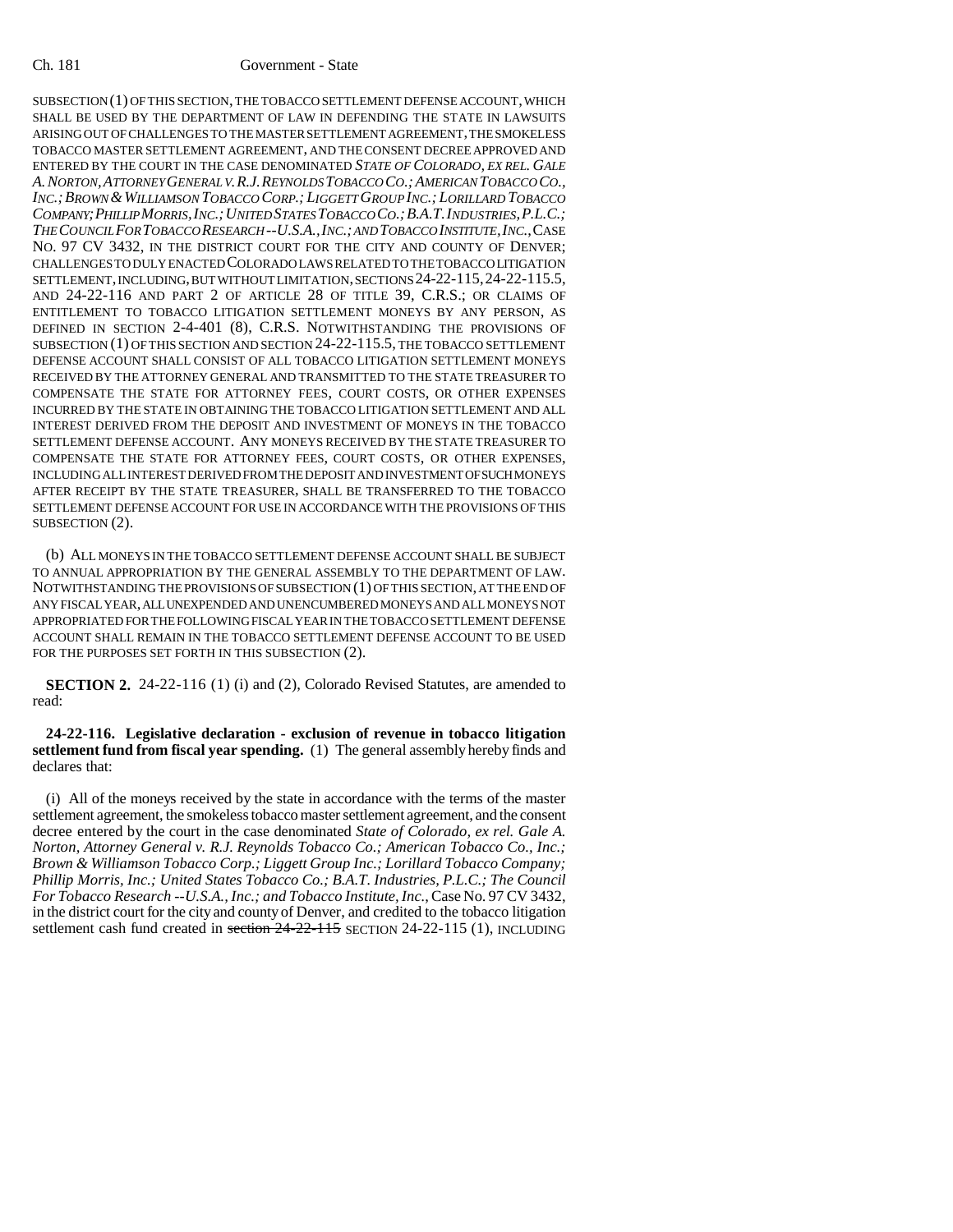SUBSECTION (1) OF THIS SECTION, THE TOBACCO SETTLEMENT DEFENSE ACCOUNT, WHICH SHALL BE USED BY THE DEPARTMENT OF LAW IN DEFENDING THE STATE IN LAWSUITS ARISING OUT OF CHALLENGES TO THE MASTER SETTLEMENT AGREEMENT, THE SMOKELESS TOBACCO MASTER SETTLEMENT AGREEMENT, AND THE CONSENT DECREE APPROVED AND ENTERED BY THE COURT IN THE CASE DENOMINATED *STATE OF COLORADO, EX REL. GALE A. NORTON, ATTORNEY GENERAL V. R.J. REYNOLDS TOBACCO CO.; AMERICAN TOBACCO CO., INC.; BROWN & WILLIAMSON TOBACCO CORP.; LIGGETT GROUP INC.; LORILLARD TOBACCO COMPANY; PHILLIP MORRIS, INC.; UNITED STATES TOBACCO CO.; B.A.T. INDUSTRIES, P.L.C.; THE COUNCIL FOR TOBACCO RESEARCH --U.S.A., INC.; AND TOBACCO INSTITUTE, INC.*, CASE NO. 97 CV 3432, IN THE DISTRICT COURT FOR THE CITY AND COUNTY OF DENVER; CHALLENGES TO DULY ENACTED COLORADO LAWS RELATED TO THE TOBACCO LITIGATION SETTLEMENT, INCLUDING, BUT WITHOUT LIMITATION, SECTIONS 24-22-115, 24-22-115.5, AND 24-22-116 AND PART 2 OF ARTICLE 28 OF TITLE 39, C.R.S.; OR CLAIMS OF ENTITLEMENT TO TOBACCO LITIGATION SETTLEMENT MONEYS BY ANY PERSON, AS DEFINED IN SECTION 2-4-401 (8), C.R.S. NOTWITHSTANDING THE PROVISIONS OF SUBSECTION (1) OF THIS SECTION AND SECTION 24-22-115.5, THE TOBACCO SETTLEMENT DEFENSE ACCOUNT SHALL CONSIST OF ALL TOBACCO LITIGATION SETTLEMENT MONEYS RECEIVED BY THE ATTORNEY GENERAL AND TRANSMITTED TO THE STATE TREASURER TO COMPENSATE THE STATE FOR ATTORNEY FEES, COURT COSTS, OR OTHER EXPENSES INCURRED BY THE STATE IN OBTAINING THE TOBACCO LITIGATION SETTLEMENT AND ALL INTEREST DERIVED FROM THE DEPOSIT AND INVESTMENT OF MONEYS IN THE TOBACCO SETTLEMENT DEFENSE ACCOUNT. ANY MONEYS RECEIVED BY THE STATE TREASURER TO COMPENSATE THE STATE FOR ATTORNEY FEES, COURT COSTS, OR OTHER EXPENSES, INCLUDING ALL INTEREST DERIVED FROM THE DEPOSIT AND INVESTMENT OF SUCH MONEYS AFTER RECEIPT BY THE STATE TREASURER, SHALL BE TRANSFERRED TO THE TOBACCO SETTLEMENT DEFENSE ACCOUNT FOR USE IN ACCORDANCE WITH THE PROVISIONS OF THIS SUBSECTION (2).

(b) ALL MONEYS IN THE TOBACCO SETTLEMENT DEFENSE ACCOUNT SHALL BE SUBJECT TO ANNUAL APPROPRIATION BY THE GENERAL ASSEMBLY TO THE DEPARTMENT OF LAW. NOTWITHSTANDING THE PROVISIONS OF SUBSECTION (1) OF THIS SECTION, AT THE END OF ANY FISCAL YEAR, ALL UNEXPENDED AND UNENCUMBERED MONEYS AND ALL MONEYS NOT APPROPRIATED FOR THE FOLLOWING FISCAL YEAR IN THE TOBACCO SETTLEMENT DEFENSE ACCOUNT SHALL REMAIN IN THE TOBACCO SETTLEMENT DEFENSE ACCOUNT TO BE USED FOR THE PURPOSES SET FORTH IN THIS SUBSECTION (2).

**SECTION 2.** 24-22-116 (1) (i) and (2), Colorado Revised Statutes, are amended to read:

**24-22-116. Legislative declaration - exclusion of revenue in tobacco litigation settlement fund from fiscal year spending.** (1) The general assembly hereby finds and declares that:

(i) All of the moneys received by the state in accordance with the terms of the master settlement agreement, the smokeless tobacco master settlement agreement, and the consent decree entered by the court in the case denominated *State of Colorado, ex rel. Gale A. Norton, Attorney General v. R.J. Reynolds Tobacco Co.; American Tobacco Co., Inc.; Brown & Williamson Tobacco Corp.; Liggett Group Inc.; Lorillard Tobacco Company; Phillip Morris, Inc.; United States Tobacco Co.; B.A.T. Industries, P.L.C.; The Council For Tobacco Research --U.S.A., Inc.; and Tobacco Institute, Inc.*, Case No. 97 CV 3432, in the district court for the city and county of Denver, and credited to the tobacco litigation settlement cash fund created in ~~section 24-22-115~~ SECTION 24-22-115 (1), INCLUDING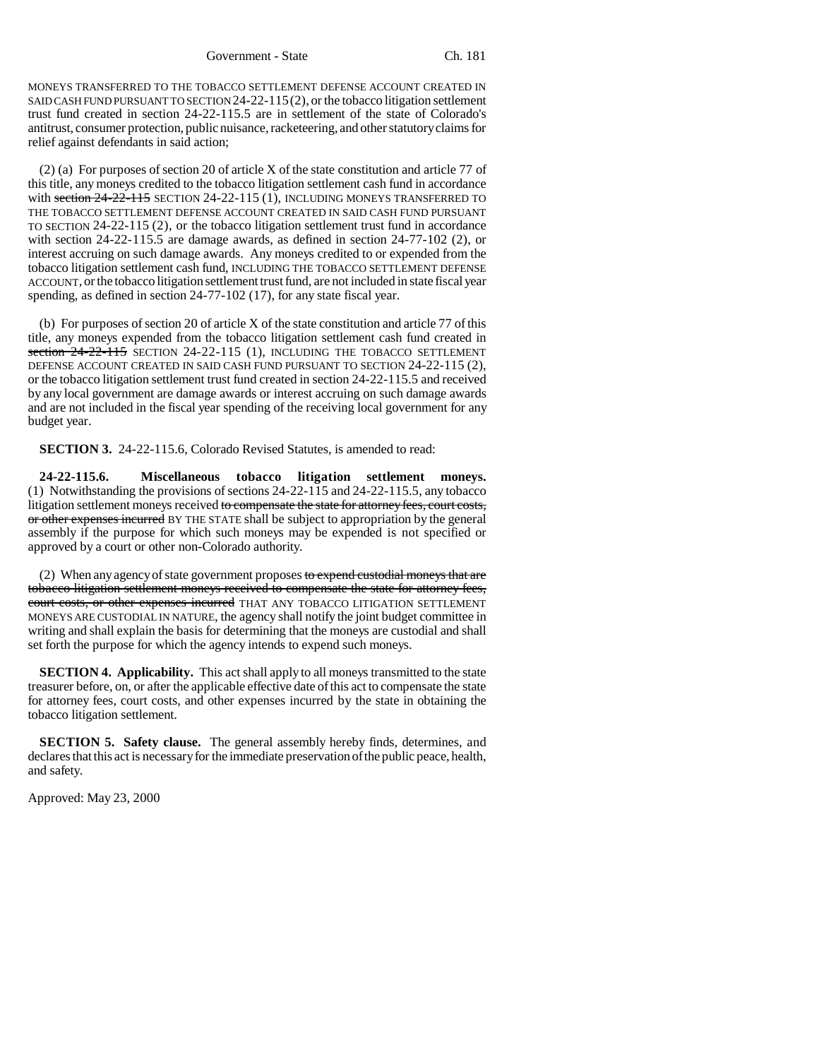MONEYS TRANSFERRED TO THE TOBACCO SETTLEMENT DEFENSE ACCOUNT CREATED IN SAID CASH FUND PURSUANT TO SECTION 24-22-115 (2), or the tobacco litigation settlement trust fund created in section 24-22-115.5 are in settlement of the state of Colorado's antitrust, consumer protection, public nuisance, racketeering, and other statutory claims for relief against defendants in said action;

(2) (a) For purposes of section 20 of article X of the state constitution and article 77 of this title, any moneys credited to the tobacco litigation settlement cash fund in accordance with ~~section 24-22-115~~ SECTION 24-22-115 (1), INCLUDING MONEYS TRANSFERRED TO THE TOBACCO SETTLEMENT DEFENSE ACCOUNT CREATED IN SAID CASH FUND PURSUANT TO SECTION 24-22-115 (2), or the tobacco litigation settlement trust fund in accordance with section 24-22-115.5 are damage awards, as defined in section 24-77-102 (2), or interest accruing on such damage awards. Any moneys credited to or expended from the tobacco litigation settlement cash fund, INCLUDING THE TOBACCO SETTLEMENT DEFENSE ACCOUNT, or the tobacco litigation settlement trust fund, are not included in state fiscal year spending, as defined in section 24-77-102 (17), for any state fiscal year.

(b) For purposes of section 20 of article X of the state constitution and article 77 of this title, any moneys expended from the tobacco litigation settlement cash fund created in ~~section 24-22-115~~ SECTION 24-22-115 (1), INCLUDING THE TOBACCO SETTLEMENT DEFENSE ACCOUNT CREATED IN SAID CASH FUND PURSUANT TO SECTION 24-22-115 (2), or the tobacco litigation settlement trust fund created in section 24-22-115.5 and received by any local government are damage awards or interest accruing on such damage awards and are not included in the fiscal year spending of the receiving local government for any budget year.

**SECTION 3.** 24-22-115.6, Colorado Revised Statutes, is amended to read:

**24-22-115.6. Miscellaneous tobacco litigation settlement moneys.** (1) Notwithstanding the provisions of sections 24-22-115 and 24-22-115.5, any tobacco litigation settlement moneys received ~~to compensate the state for attorney fees, court costs, or other expenses incurred~~ BY THE STATE shall be subject to appropriation by the general assembly if the purpose for which such moneys may be expended is not specified or approved by a court or other non-Colorado authority.

(2) When any agency of state government proposes ~~to expend custodial moneys that are tobacco litigation settlement moneys received to compensate the state for attorney fees, court costs, or other expenses incurred~~ THAT ANY TOBACCO LITIGATION SETTLEMENT MONEYS ARE CUSTODIAL IN NATURE, the agency shall notify the joint budget committee in writing and shall explain the basis for determining that the moneys are custodial and shall set forth the purpose for which the agency intends to expend such moneys.

**SECTION 4. Applicability.** This act shall apply to all moneys transmitted to the state treasurer before, on, or after the applicable effective date of this act to compensate the state for attorney fees, court costs, and other expenses incurred by the state in obtaining the tobacco litigation settlement.

**SECTION 5. Safety clause.** The general assembly hereby finds, determines, and declares that this act is necessary for the immediate preservation of the public peace, health, and safety.

Approved: May 23, 2000